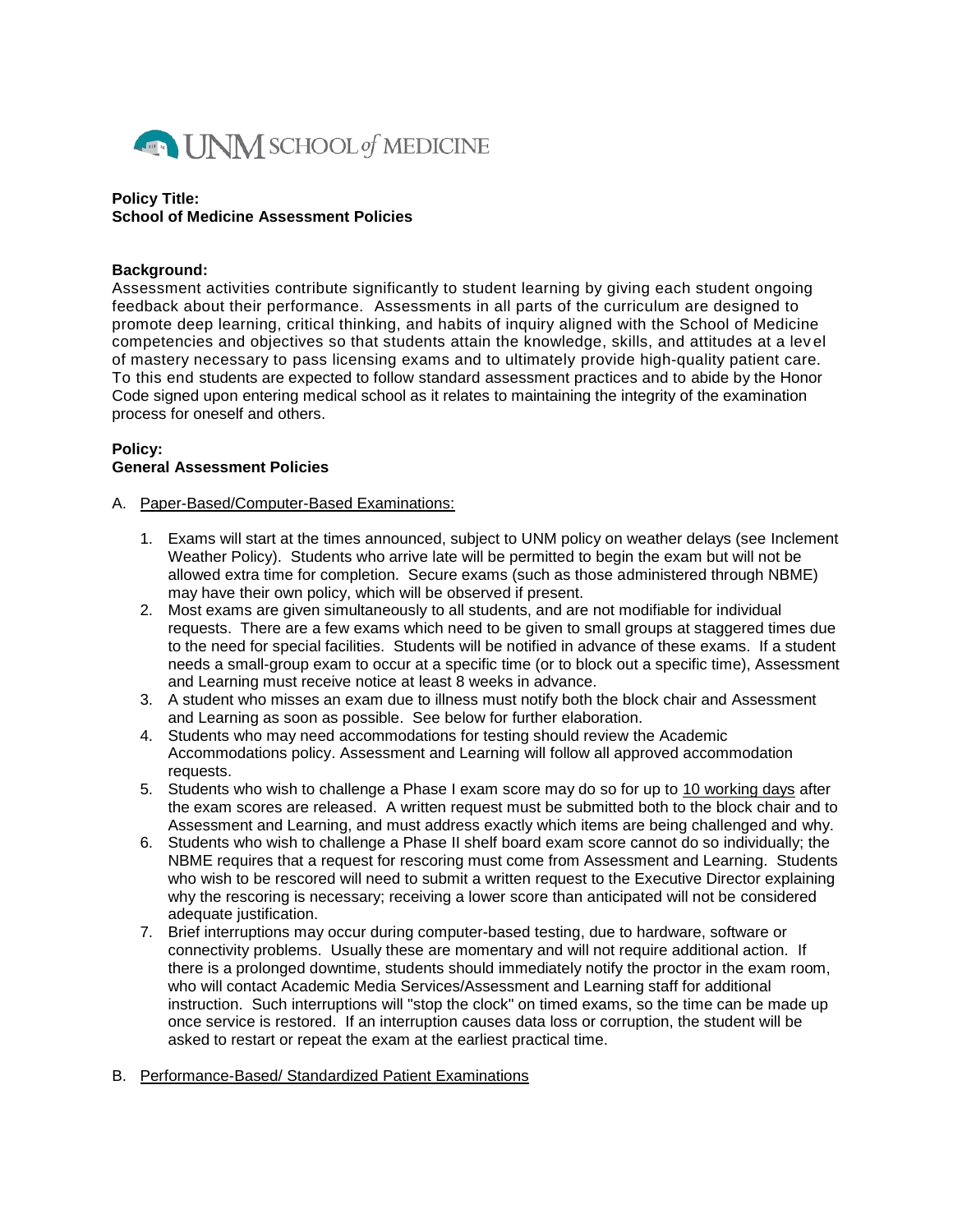**Policy Title:**
**School of Medicine Assessment Policies**

**Background:**
Assessment activities contribute significantly to student learning by giving each student ongoing feedback about their performance. Assessments in all parts of the curriculum are designed to promote deep learning, critical thinking, and habits of inquiry aligned with the School of Medicine competencies and objectives so that students attain the knowledge, skills, and attitudes at a level of mastery necessary to pass licensing exams and to ultimately provide high-quality patient care. To this end students are expected to follow standard assessment practices and to abide by the Honor Code signed upon entering medical school as it relates to maintaining the integrity of the examination process for oneself and others.

**Policy:**
**General Assessment Policies**

A. Paper-Based/Computer-Based Examinations:

1. Exams will start at the times announced, subject to UNM policy on weather delays (see Inclement Weather Policy). Students who arrive late will be permitted to begin the exam but will not be allowed extra time for completion. Secure exams (such as those administered through NBME) may have their own policy, which will be observed if present.
2. Most exams are given simultaneously to all students, and are not modifiable for individual requests. There are a few exams which need to be given to small groups at staggered times due to the need for special facilities. Students will be notified in advance of these exams. If a student needs a small-group exam to occur at a specific time (or to block out a specific time), Assessment and Learning must receive notice at least 8 weeks in advance.
3. A student who misses an exam due to illness must notify both the block chair and Assessment and Learning as soon as possible. See below for further elaboration.
4. Students who may need accommodations for testing should review the Academic Accommodations policy. Assessment and Learning will follow all approved accommodation requests.
5. Students who wish to challenge a Phase I exam score may do so for up to 10 working days after the exam scores are released. A written request must be submitted both to the block chair and to Assessment and Learning, and must address exactly which items are being challenged and why.
6. Students who wish to challenge a Phase II shelf board exam score cannot do so individually; the NBME requires that a request for rescoring must come from Assessment and Learning. Students who wish to be rescored will need to submit a written request to the Executive Director explaining why the rescoring is necessary; receiving a lower score than anticipated will not be considered adequate justification.
7. Brief interruptions may occur during computer-based testing, due to hardware, software or connectivity problems. Usually these are momentary and will not require additional action. If there is a prolonged downtime, students should immediately notify the proctor in the exam room, who will contact Academic Media Services/Assessment and Learning staff for additional instruction. Such interruptions will "stop the clock" on timed exams, so the time can be made up once service is restored. If an interruption causes data loss or corruption, the student will be asked to restart or repeat the exam at the earliest practical time.

B. Performance-Based/ Standardized Patient Examinations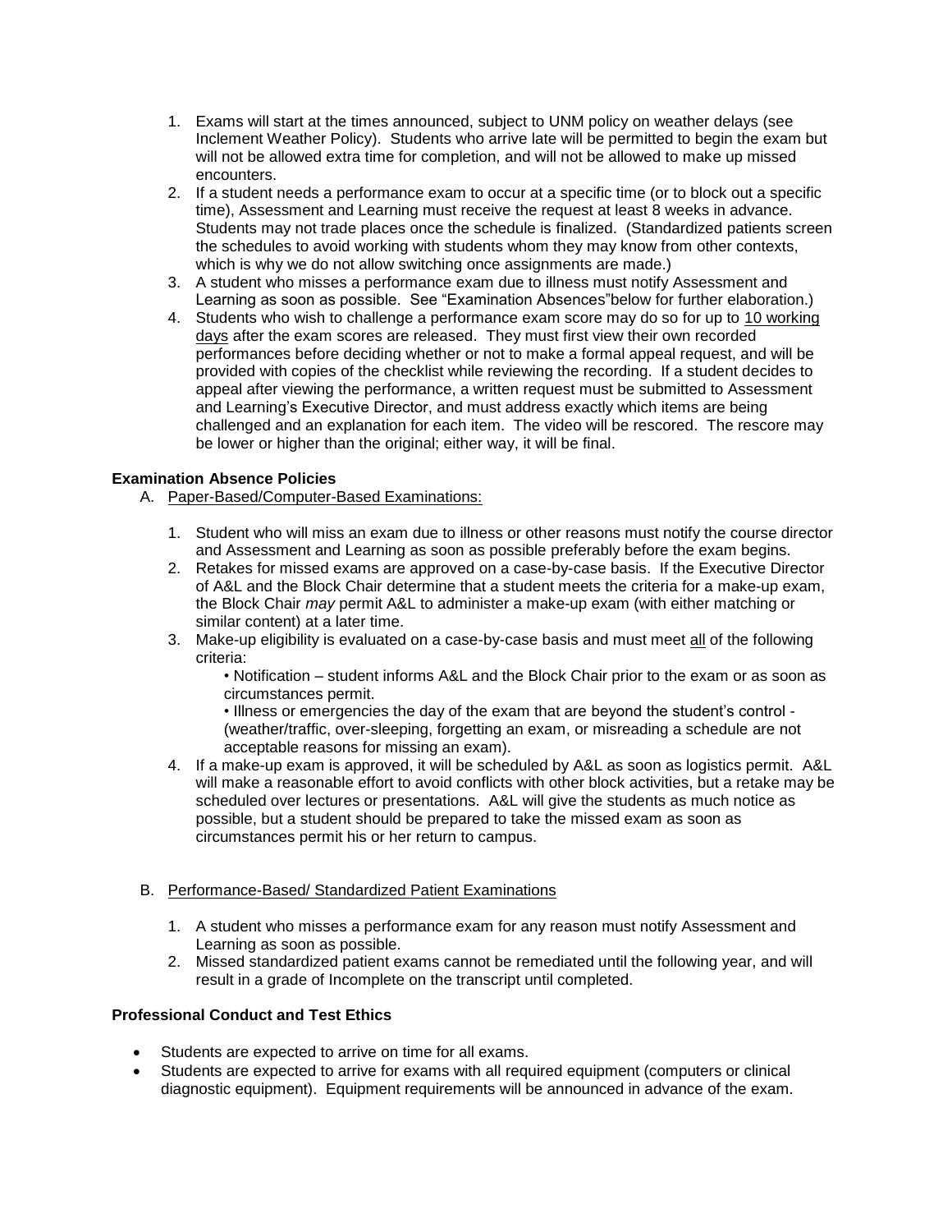1. Exams will start at the times announced, subject to UNM policy on weather delays (see Inclement Weather Policy). Students who arrive late will be permitted to begin the exam but will not be allowed extra time for completion, and will not be allowed to make up missed encounters.
2. If a student needs a performance exam to occur at a specific time (or to block out a specific time), Assessment and Learning must receive the request at least 8 weeks in advance. Students may not trade places once the schedule is finalized. (Standardized patients screen the schedules to avoid working with students whom they may know from other contexts, which is why we do not allow switching once assignments are made.)
3. A student who misses a performance exam due to illness must notify Assessment and Learning as soon as possible. See "Examination Absences"below for further elaboration.)
4. Students who wish to challenge a performance exam score may do so for up to <u>10 working days</u> after the exam scores are released. They must first view their own recorded performances before deciding whether or not to make a formal appeal request, and will be provided with copies of the checklist while reviewing the recording. If a student decides to appeal after viewing the performance, a written request must be submitted to Assessment and Learning's Executive Director, and must address exactly which items are being challenged and an explanation for each item. The video will be rescored. The rescore may be lower or higher than the original; either way, it will be final.

**Examination Absence Policies**

A. <u>Paper-Based/Computer-Based Examinations:</u>

1. Student who will miss an exam due to illness or other reasons must notify the course director and Assessment and Learning as soon as possible preferably before the exam begins.
2. Retakes for missed exams are approved on a case-by-case basis. If the Executive Director of A&L and the Block Chair determine that a student meets the criteria for a make-up exam, the Block Chair *may* permit A&L to administer a make-up exam (with either matching or similar content) at a later time.
3. Make-up eligibility is evaluated on a case-by-case basis and must meet <u>all</u> of the following criteria:
   - Notification – student informs A&L and the Block Chair prior to the exam or as soon as circumstances permit.
   - Illness or emergencies the day of the exam that are beyond the student's control - (weather/traffic, over-sleeping, forgetting an exam, or misreading a schedule are not acceptable reasons for missing an exam).
4. If a make-up exam is approved, it will be scheduled by A&L as soon as logistics permit. A&L will make a reasonable effort to avoid conflicts with other block activities, but a retake may be scheduled over lectures or presentations. A&L will give the students as much notice as possible, but a student should be prepared to take the missed exam as soon as circumstances permit his or her return to campus.

B. <u>Performance-Based/ Standardized Patient Examinations</u>

1. A student who misses a performance exam for any reason must notify Assessment and Learning as soon as possible.
2. Missed standardized patient exams cannot be remediated until the following year, and will result in a grade of Incomplete on the transcript until completed.

**Professional Conduct and Test Ethics**

- Students are expected to arrive on time for all exams.
- Students are expected to arrive for exams with all required equipment (computers or clinical diagnostic equipment). Equipment requirements will be announced in advance of the exam.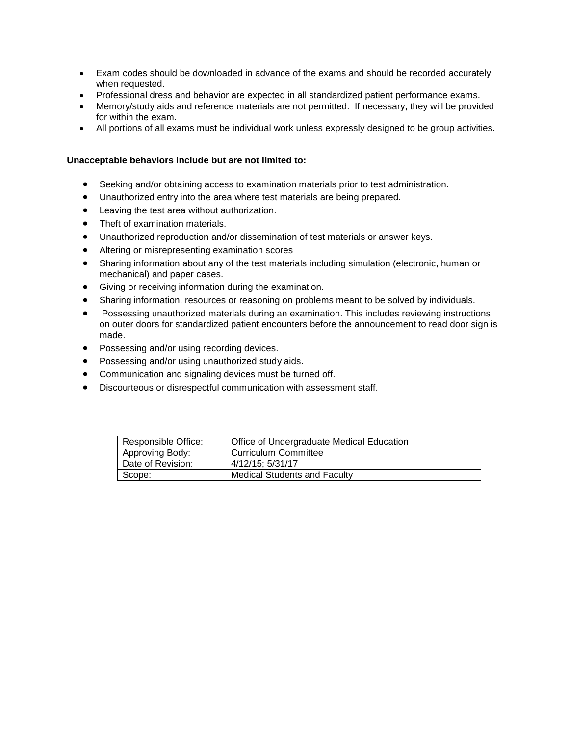- Exam codes should be downloaded in advance of the exams and should be recorded accurately when requested.
- Professional dress and behavior are expected in all standardized patient performance exams.
- Memory/study aids and reference materials are not permitted. If necessary, they will be provided for within the exam.
- All portions of all exams must be individual work unless expressly designed to be group activities.

**Unacceptable behaviors include but are not limited to:**

- Seeking and/or obtaining access to examination materials prior to test administration.
- Unauthorized entry into the area where test materials are being prepared.
- Leaving the test area without authorization.
- Theft of examination materials.
- Unauthorized reproduction and/or dissemination of test materials or answer keys.
- Altering or misrepresenting examination scores
- Sharing information about any of the test materials including simulation (electronic, human or mechanical) and paper cases.
- Giving or receiving information during the examination.
- Sharing information, resources or reasoning on problems meant to be solved by individuals.
- Possessing unauthorized materials during an examination. This includes reviewing instructions on outer doors for standardized patient encounters before the announcement to read door sign is made.
- Possessing and/or using recording devices.
- Possessing and/or using unauthorized study aids.
- Communication and signaling devices must be turned off.
- Discourteous or disrespectful communication with assessment staff.

| | |
|---|---|
| Responsible Office: | Office of Undergraduate Medical Education |
| Approving Body: | Curriculum Committee |
| Date of Revision: | 4/12/15; 5/31/17 |
| Scope: | Medical Students and Faculty |